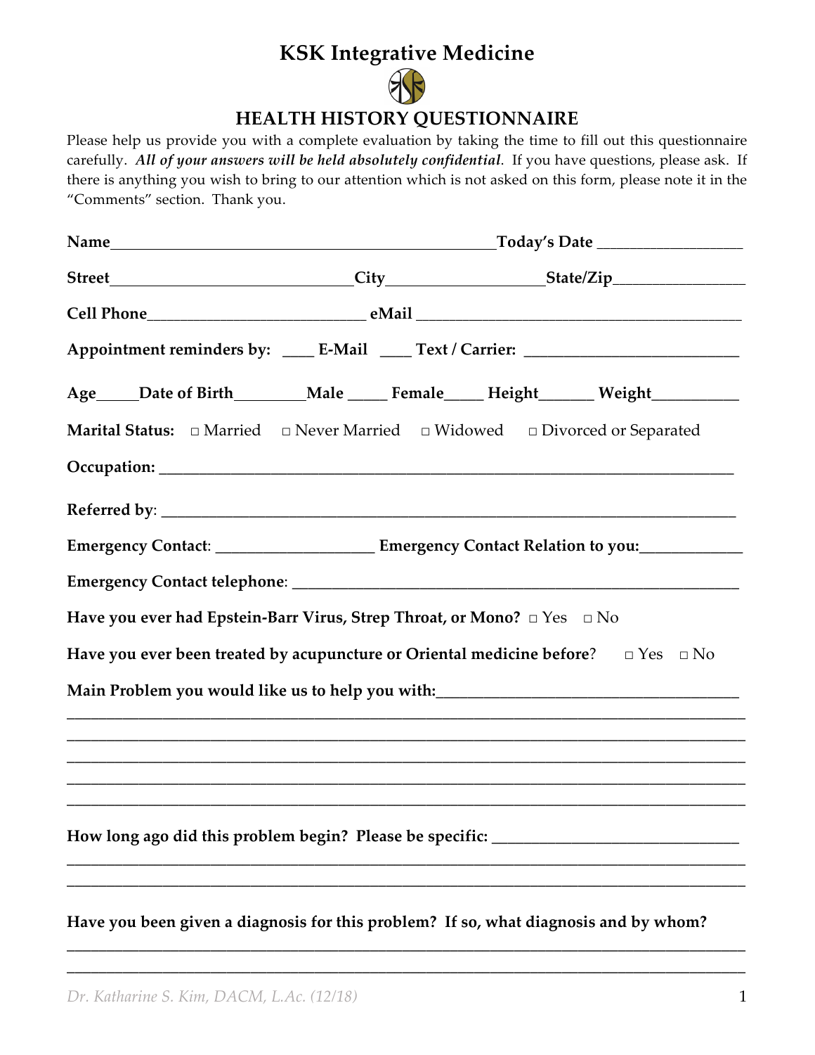# KSK Integrative Medicine

## HEALTH HISTORY QUESTIONNAIRE

Please help us provide you with a complete evaluation by taking the time to fill out this questionnaire carefully. ***All of your answers will be held absolutely confidential***. If you have questions, please ask. If there is anything you wish to bring to our attention which is not asked on this form, please note it in the "Comments" section. Thank you.

**Name**_______________________________________________**Today's Date** ________________

**Street**______________________________**City**__________________**State/Zip**_______________

**Cell Phone**__________________________ **eMail** ________________________________________

**Appointment reminders by:** ____ **E-Mail** ____ **Text / Carrier:** __________________________

**Age**_____**Date of Birth**_________**Male** _____ **Female**_____ **Height**______ **Weight**__________

**Marital Status:** □ Married □ Never Married □ Widowed □ Divorced or Separated

**Occupation:** ________________________________________________________________________

**Referred by**: ________________________________________________________________________

**Emergency Contact**: ___________________ **Emergency Contact Relation to you:**____________

**Emergency Contact telephone**: ______________________________________________________

**Have you ever had Epstein-Barr Virus, Strep Throat, or Mono?** □ Yes □ No

**Have you ever been treated by acupuncture or Oriental medicine before**? □ Yes □ No

**Main Problem you would like us to help you with:**____________________________________

_____________________________________________________________________________________

_____________________________________________________________________________________

_____________________________________________________________________________________

_____________________________________________________________________________________

_____________________________________________________________________________________

**How long ago did this problem begin? Please be specific:** ______________________________

_____________________________________________________________________________________

_____________________________________________________________________________________

**Have you been given a diagnosis for this problem? If so, what diagnosis and by whom?**

_____________________________________________________________________________________

_____________________________________________________________________________________

*Dr. Katharine S. Kim, DACM, L.Ac. (12/18)*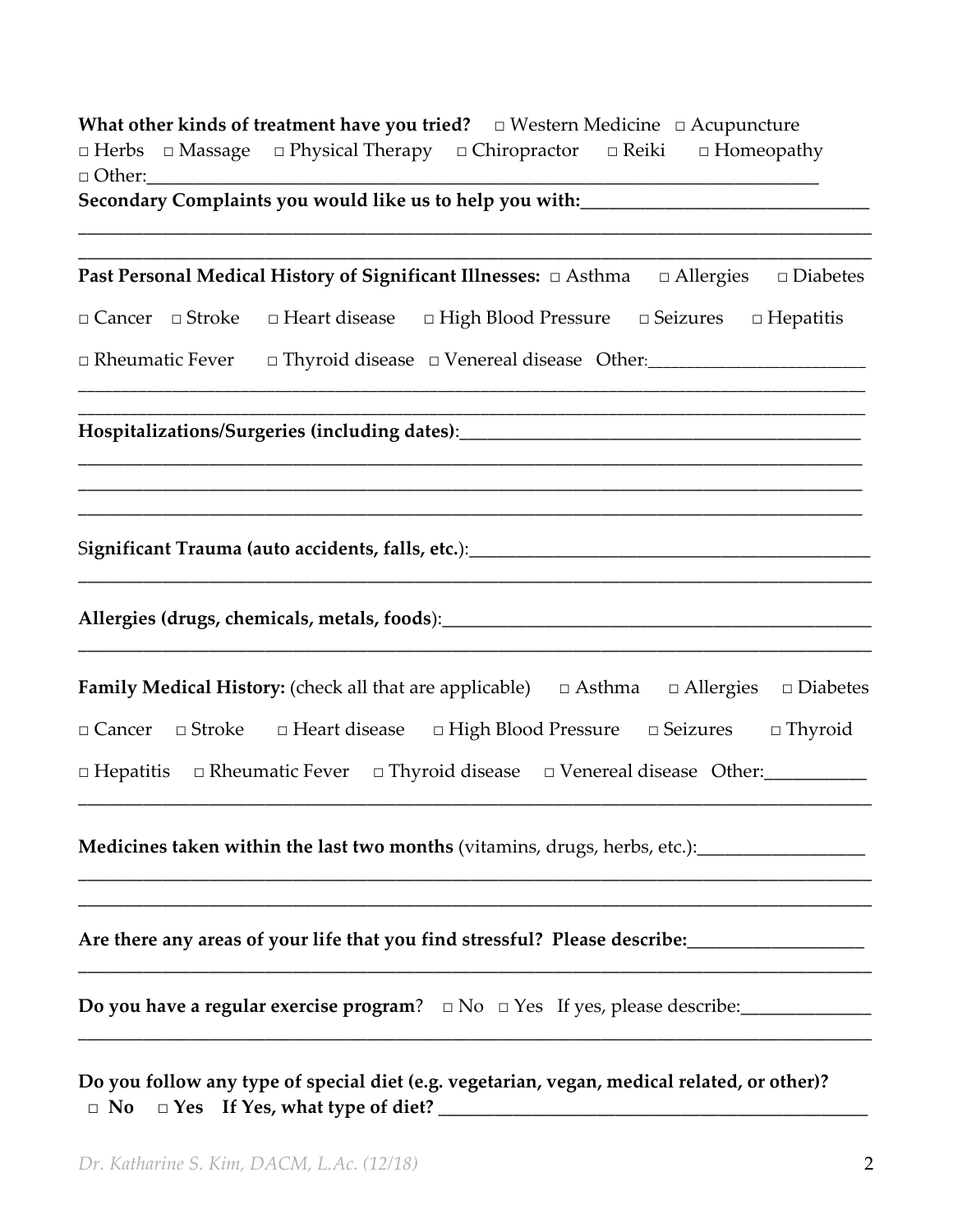**What other kinds of treatment have you tried?** □ Western Medicine □ Acupuncture □ Herbs □ Massage □ Physical Therapy □ Chiropractor □ Reiki □ Homeopathy □ Other:\_\_\_\_\_\_\_\_\_\_\_\_\_\_\_\_\_\_\_\_\_\_\_\_\_\_\_\_\_\_\_\_\_\_\_\_\_\_\_\_

**Secondary Complaints you would like us to help you with:**\_\_\_\_\_\_\_\_\_\_\_\_\_\_\_\_\_\_\_\_\_\_\_\_\_\_\_\_\_\_

\_\_\_\_\_\_\_\_\_\_\_\_\_\_\_\_\_\_\_\_\_\_\_\_\_\_\_\_\_\_\_\_\_\_\_\_\_\_\_\_\_\_\_\_\_\_\_\_\_\_\_\_\_\_\_\_\_\_\_\_\_\_\_\_\_\_\_\_\_\_\_\_\_\_\_\_\_\_\_\_

\_\_\_\_\_\_\_\_\_\_\_\_\_\_\_\_\_\_\_\_\_\_\_\_\_\_\_\_\_\_\_\_\_\_\_\_\_\_\_\_\_\_\_\_\_\_\_\_\_\_\_\_\_\_\_\_\_\_\_\_\_\_\_\_\_\_\_\_\_\_\_\_\_\_\_\_\_\_\_\_

**Past Personal Medical History of Significant Illnesses:** □ Asthma □ Allergies □ Diabetes □ Cancer □ Stroke □ Heart disease □ High Blood Pressure □ Seizures □ Hepatitis □ Rheumatic Fever □ Thyroid disease □ Venereal disease Other:\_\_\_\_\_\_\_\_\_\_\_\_\_\_\_\_\_\_\_\_\_\_\_\_

\_\_\_\_\_\_\_\_\_\_\_\_\_\_\_\_\_\_\_\_\_\_\_\_\_\_\_\_\_\_\_\_\_\_\_\_\_\_\_\_\_\_\_\_\_\_\_\_\_\_\_\_\_\_\_\_\_\_\_\_\_\_\_\_\_\_\_\_\_\_\_\_\_\_\_\_\_\_\_\_

\_\_\_\_\_\_\_\_\_\_\_\_\_\_\_\_\_\_\_\_\_\_\_\_\_\_\_\_\_\_\_\_\_\_\_\_\_\_\_\_\_\_\_\_\_\_\_\_\_\_\_\_\_\_\_\_\_\_\_\_\_\_\_\_\_\_\_\_\_\_\_\_\_\_\_\_\_\_\_\_

**Hospitalizations/Surgeries (including dates)**:\_\_\_\_\_\_\_\_\_\_\_\_\_\_\_\_\_\_\_\_\_\_\_\_\_\_\_\_\_\_\_\_\_\_\_\_\_\_\_\_\_\_\_\_

\_\_\_\_\_\_\_\_\_\_\_\_\_\_\_\_\_\_\_\_\_\_\_\_\_\_\_\_\_\_\_\_\_\_\_\_\_\_\_\_\_\_\_\_\_\_\_\_\_\_\_\_\_\_\_\_\_\_\_\_\_\_\_\_\_\_\_\_\_\_\_\_\_\_\_\_\_\_\_\_

\_\_\_\_\_\_\_\_\_\_\_\_\_\_\_\_\_\_\_\_\_\_\_\_\_\_\_\_\_\_\_\_\_\_\_\_\_\_\_\_\_\_\_\_\_\_\_\_\_\_\_\_\_\_\_\_\_\_\_\_\_\_\_\_\_\_\_\_\_\_\_\_\_\_\_\_\_\_\_\_

\_\_\_\_\_\_\_\_\_\_\_\_\_\_\_\_\_\_\_\_\_\_\_\_\_\_\_\_\_\_\_\_\_\_\_\_\_\_\_\_\_\_\_\_\_\_\_\_\_\_\_\_\_\_\_\_\_\_\_\_\_\_\_\_\_\_\_\_\_\_\_\_\_\_\_\_\_\_\_\_

**Significant Trauma (auto accidents, falls, etc.)**:\_\_\_\_\_\_\_\_\_\_\_\_\_\_\_\_\_\_\_\_\_\_\_\_\_\_\_\_\_\_\_\_\_\_\_\_\_\_\_\_\_\_\_\_

\_\_\_\_\_\_\_\_\_\_\_\_\_\_\_\_\_\_\_\_\_\_\_\_\_\_\_\_\_\_\_\_\_\_\_\_\_\_\_\_\_\_\_\_\_\_\_\_\_\_\_\_\_\_\_\_\_\_\_\_\_\_\_\_\_\_\_\_\_\_\_\_\_\_\_\_\_\_\_\_

**Allergies (drugs, chemicals, metals, foods)**:\_\_\_\_\_\_\_\_\_\_\_\_\_\_\_\_\_\_\_\_\_\_\_\_\_\_\_\_\_\_\_\_\_\_\_\_\_\_\_\_\_\_\_\_\_\_\_\_

\_\_\_\_\_\_\_\_\_\_\_\_\_\_\_\_\_\_\_\_\_\_\_\_\_\_\_\_\_\_\_\_\_\_\_\_\_\_\_\_\_\_\_\_\_\_\_\_\_\_\_\_\_\_\_\_\_\_\_\_\_\_\_\_\_\_\_\_\_\_\_\_\_\_\_\_\_\_\_\_

**Family Medical History:** (check all that are applicable) □ Asthma □ Allergies □ Diabetes □ Cancer □ Stroke □ Heart disease □ High Blood Pressure □ Seizures □ Thyroid □ Hepatitis □ Rheumatic Fever □ Thyroid disease □ Venereal disease Other:\_\_\_\_\_\_\_\_\_\_\_

\_\_\_\_\_\_\_\_\_\_\_\_\_\_\_\_\_\_\_\_\_\_\_\_\_\_\_\_\_\_\_\_\_\_\_\_\_\_\_\_\_\_\_\_\_\_\_\_\_\_\_\_\_\_\_\_\_\_\_\_\_\_\_\_\_\_\_\_\_\_\_\_\_\_\_\_\_\_\_\_

**Medicines taken within the last two months** (vitamins, drugs, herbs, etc.):\_\_\_\_\_\_\_\_\_\_\_\_\_\_\_\_\_\_

\_\_\_\_\_\_\_\_\_\_\_\_\_\_\_\_\_\_\_\_\_\_\_\_\_\_\_\_\_\_\_\_\_\_\_\_\_\_\_\_\_\_\_\_\_\_\_\_\_\_\_\_\_\_\_\_\_\_\_\_\_\_\_\_\_\_\_\_\_\_\_\_\_\_\_\_\_\_\_\_

\_\_\_\_\_\_\_\_\_\_\_\_\_\_\_\_\_\_\_\_\_\_\_\_\_\_\_\_\_\_\_\_\_\_\_\_\_\_\_\_\_\_\_\_\_\_\_\_\_\_\_\_\_\_\_\_\_\_\_\_\_\_\_\_\_\_\_\_\_\_\_\_\_\_\_\_\_\_\_\_

**Are there any areas of your life that you find stressful? Please describe:**\_\_\_\_\_\_\_\_\_\_\_\_\_\_\_\_\_\_\_\_

\_\_\_\_\_\_\_\_\_\_\_\_\_\_\_\_\_\_\_\_\_\_\_\_\_\_\_\_\_\_\_\_\_\_\_\_\_\_\_\_\_\_\_\_\_\_\_\_\_\_\_\_\_\_\_\_\_\_\_\_\_\_\_\_\_\_\_\_\_\_\_\_\_\_\_\_\_\_\_\_

**Do you have a regular exercise program**? □ No □ Yes If yes, please describe:\_\_\_\_\_\_\_\_\_\_\_\_\_\_

\_\_\_\_\_\_\_\_\_\_\_\_\_\_\_\_\_\_\_\_\_\_\_\_\_\_\_\_\_\_\_\_\_\_\_\_\_\_\_\_\_\_\_\_\_\_\_\_\_\_\_\_\_\_\_\_\_\_\_\_\_\_\_\_\_\_\_\_\_\_\_\_\_\_\_\_\_\_\_\_

**Do you follow any type of special diet (e.g. vegetarian, vegan, medical related, or other)?**
**□ No □ Yes If Yes, what type of diet?** \_\_\_\_\_\_\_\_\_\_\_\_\_\_\_\_\_\_\_\_\_\_\_\_\_\_\_\_\_\_\_\_\_\_\_\_\_\_\_\_\_\_\_\_\_\_\_\_

*Dr. Katharine S. Kim, DACM, L.Ac. (12/18)*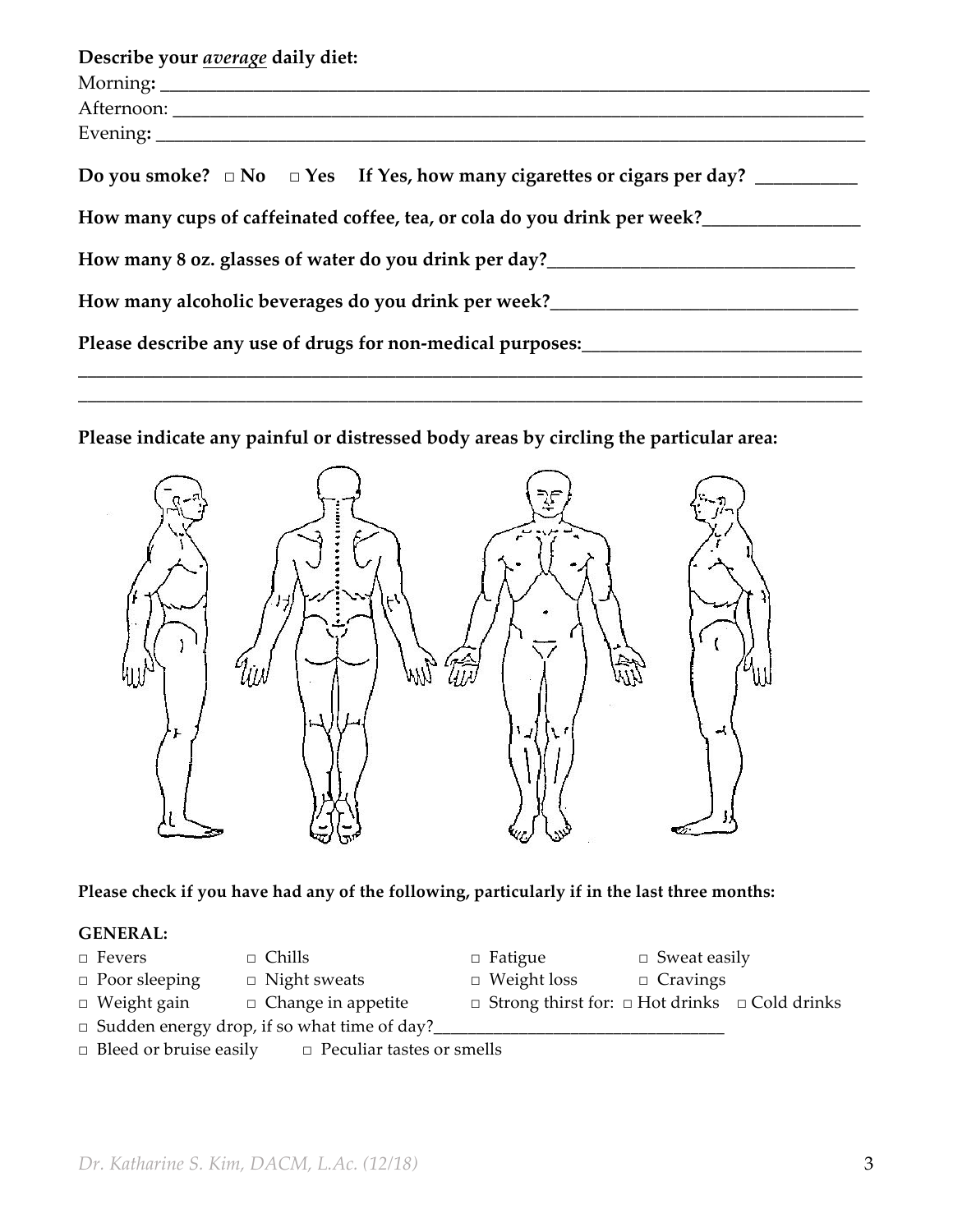**Describe your *average* daily diet:**

Morning: ______________________________________________________________________________

Afternoon: ____________________________________________________________________________

Evening: ______________________________________________________________________________

**Do you smoke? □ No □ Yes If Yes, how many cigarettes or cigars per day?** ___________

**How many cups of caffeinated coffee, tea, or cola do you drink per week?**_________________

**How many 8 oz. glasses of water do you drink per day?**__________________________________

**How many alcoholic beverages do you drink per week?**__________________________________

**Please describe any use of drugs for non-medical purposes:**______________________________

_______________________________________________________________________________________

_______________________________________________________________________________________

**Please indicate any painful or distressed body areas by circling the particular area:**

**Please check if you have had any of the following, particularly if in the last three months:**

**GENERAL:**

□ Fevers □ Chills □ Fatigue □ Sweat easily

□ Poor sleeping □ Night sweats □ Weight loss □ Cravings

□ Weight gain □ Change in appetite □ Strong thirst for: □ Hot drinks □ Cold drinks

□ Sudden energy drop, if so what time of day?__________________________________

□ Bleed or bruise easily □ Peculiar tastes or smells

*Dr. Katharine S. Kim, DACM, L.Ac. (12/18)*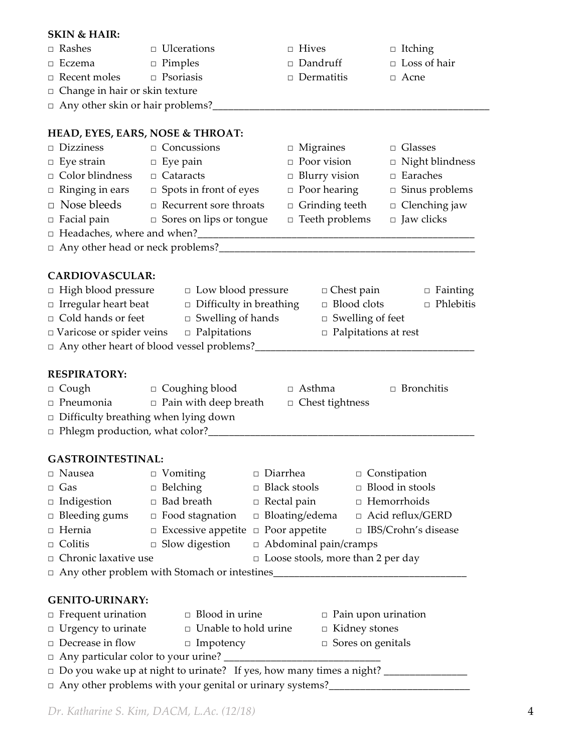**SKIN & HAIR:**

- □ Rashes
- □ Ulcerations
- □ Hives
- □ Itching
- □ Eczema
- □ Pimples
- □ Dandruff
- □ Loss of hair
- □ Recent moles
- □ Psoriasis
- □ Dermatitis
- □ Acne
- □ Change in hair or skin texture
- □ Any other skin or hair problems?_______________________________________________________

**HEAD, EYES, EARS, NOSE & THROAT:**

- □ Dizziness
- □ Concussions
- □ Migraines
- □ Glasses
- □ Eye strain
- □ Eye pain
- □ Poor vision
- □ Night blindness
- □ Color blindness
- □ Cataracts
- □ Blurry vision
- □ Earaches
- □ Ringing in ears
- □ Spots in front of eyes
- □ Poor hearing
- □ Sinus problems
- □ Nose bleeds
- □ Recurrent sore throats
- □ Grinding teeth
- □ Clenching jaw
- □ Facial pain
- □ Sores on lips or tongue
- □ Teeth problems
- □ Jaw clicks
- □ Headaches, where and when?________________________________________________________
- □ Any other head or neck problems?___________________________________________________

**CARDIOVASCULAR:**

- □ High blood pressure
- □ Low blood pressure
- □ Chest pain
- □ Fainting
- □ Irregular heart beat
- □ Difficulty in breathing
- □ Blood clots
- □ Phlebitis
- □ Cold hands or feet
- □ Swelling of hands
- □ Swelling of feet
- □ Varicose or spider veins
- □ Palpitations
- □ Palpitations at rest
- □ Any other heart of blood vessel problems?__________________________________________

**RESPIRATORY:**

- □ Cough
- □ Coughing blood
- □ Asthma
- □ Bronchitis
- □ Pneumonia
- □ Pain with deep breath
- □ Chest tightness
- □ Difficulty breathing when lying down
- □ Phlegm production, what color?_____________________________________________________

**GASTROINTESTINAL:**

- □ Nausea
- □ Vomiting
- □ Diarrhea
- □ Constipation
- □ Gas
- □ Belching
- □ Black stools
- □ Blood in stools
- □ Indigestion
- □ Bad breath
- □ Rectal pain
- □ Hemorrhoids
- □ Bleeding gums
- □ Food stagnation
- □ Bloating/edema
- □ Acid reflux/GERD
- □ Hernia
- □ Excessive appetite
- □ Poor appetite
- □ IBS/Crohn's disease
- □ Colitis
- □ Slow digestion
- □ Abdominal pain/cramps
- □ Chronic laxative use
- □ Loose stools, more than 2 per day
- □ Any other problem with Stomach or intestines____________________________________

**GENITO-URINARY:**

- □ Frequent urination
- □ Blood in urine
- □ Pain upon urination
- □ Urgency to urinate
- □ Unable to hold urine
- □ Kidney stones
- □ Decrease in flow
- □ Impotency
- □ Sores on genitals
- □ Any particular color to your urine? _____________________________
- □ Do you wake up at night to urinate? If yes, how many times a night? _______________
- □ Any other problems with your genital or urinary systems?___________________________

*Dr. Katharine S. Kim, DACM, L.Ac. (12/18)*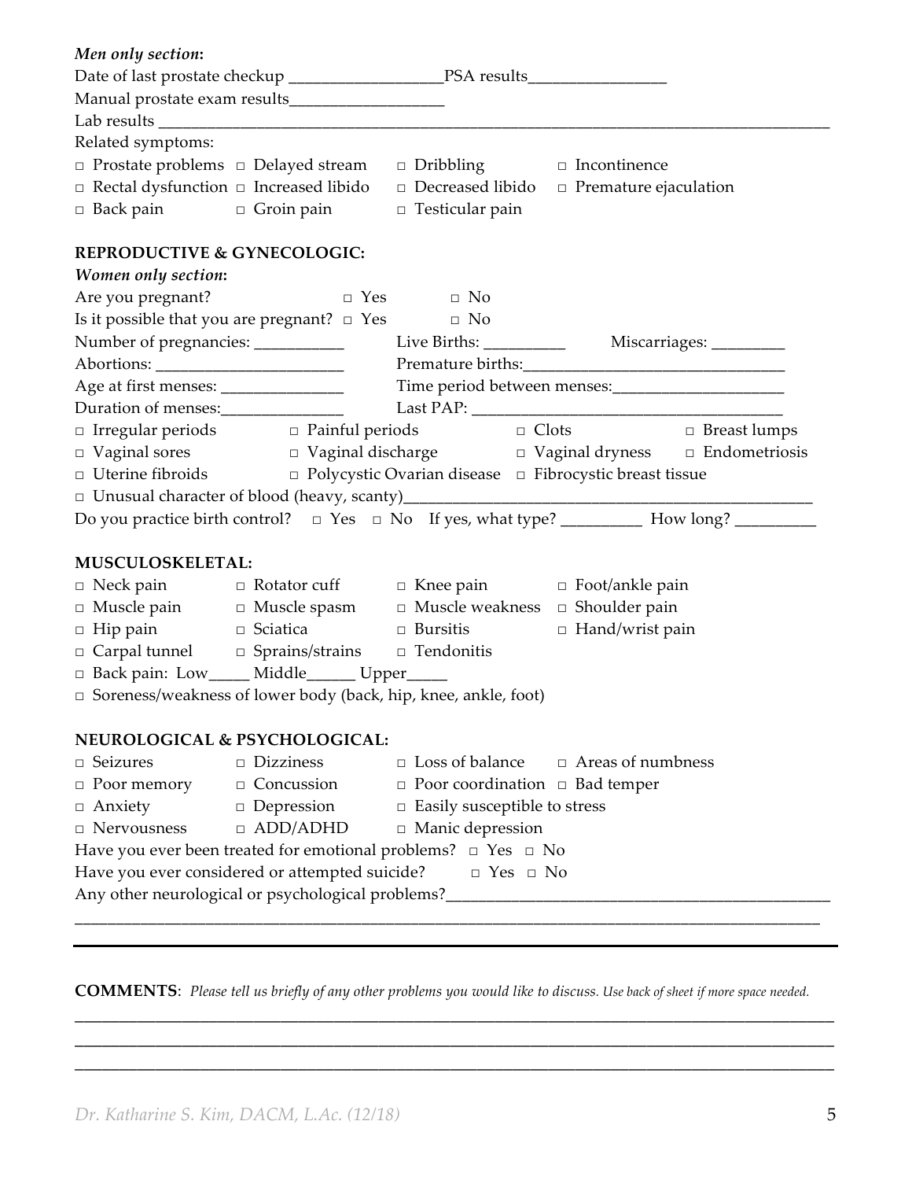***Men only section*:**

Date of last prostate checkup ___________________PSA results_________________

Manual prostate exam results___________________

Lab results ____________________________________________________________________________________

Related symptoms:

- □ Prostate problems □ Delayed stream □ Dribbling □ Incontinence
- □ Rectal dysfunction □ Increased libido □ Decreased libido □ Premature ejaculation
- □ Back pain □ Groin pain □ Testicular pain

**REPRODUCTIVE & GYNECOLOGIC:**

***Women only section*:**

Are you pregnant? □ Yes □ No

Is it possible that you are pregnant? □ Yes □ No

Number of pregnancies: ___________ Live Births: __________ Miscarriages: _________

Abortions: _______________________ Premature births:________________________________

Age at first menses: _______________ Time period between menses:_____________________

Duration of menses:_______________ Last PAP: ______________________________________

- □ Irregular periods □ Painful periods □ Clots □ Breast lumps
- □ Vaginal sores □ Vaginal discharge □ Vaginal dryness □ Endometriosis
- □ Uterine fibroids □ Polycystic Ovarian disease □ Fibrocystic breast tissue
- □ Unusual character of blood (heavy, scanty)___________________________________________________

Do you practice birth control? □ Yes □ No If yes, what type? __________ How long? __________

**MUSCULOSKELETAL:**

- □ Neck pain □ Rotator cuff □ Knee pain □ Foot/ankle pain
- □ Muscle pain □ Muscle spasm □ Muscle weakness □ Shoulder pain
- □ Hip pain □ Sciatica □ Bursitis □ Hand/wrist pain
- □ Carpal tunnel □ Sprains/strains □ Tendonitis
- □ Back pain: Low_____ Middle______ Upper_____
- □ Soreness/weakness of lower body (back, hip, knee, ankle, foot)

**NEUROLOGICAL & PSYCHOLOGICAL:**

- □ Seizures □ Dizziness □ Loss of balance □ Areas of numbness
- □ Poor memory □ Concussion □ Poor coordination □ Bad temper
- □ Anxiety □ Depression □ Easily susceptible to stress
- □ Nervousness □ ADD/ADHD □ Manic depression

Have you ever been treated for emotional problems? □ Yes □ No

Have you ever considered or attempted suicide? □ Yes □ No

Any other neurological or psychological problems?_______________________________________________

_____________________________________________________________________________________________

**COMMENTS**: *Please tell us briefly of any other problems you would like to discuss. Use back of sheet if more space needed.*

_____________________________________________________________________________________________

_____________________________________________________________________________________________

_____________________________________________________________________________________________

*Dr. Katharine S. Kim, DACM, L.Ac. (12/18)*